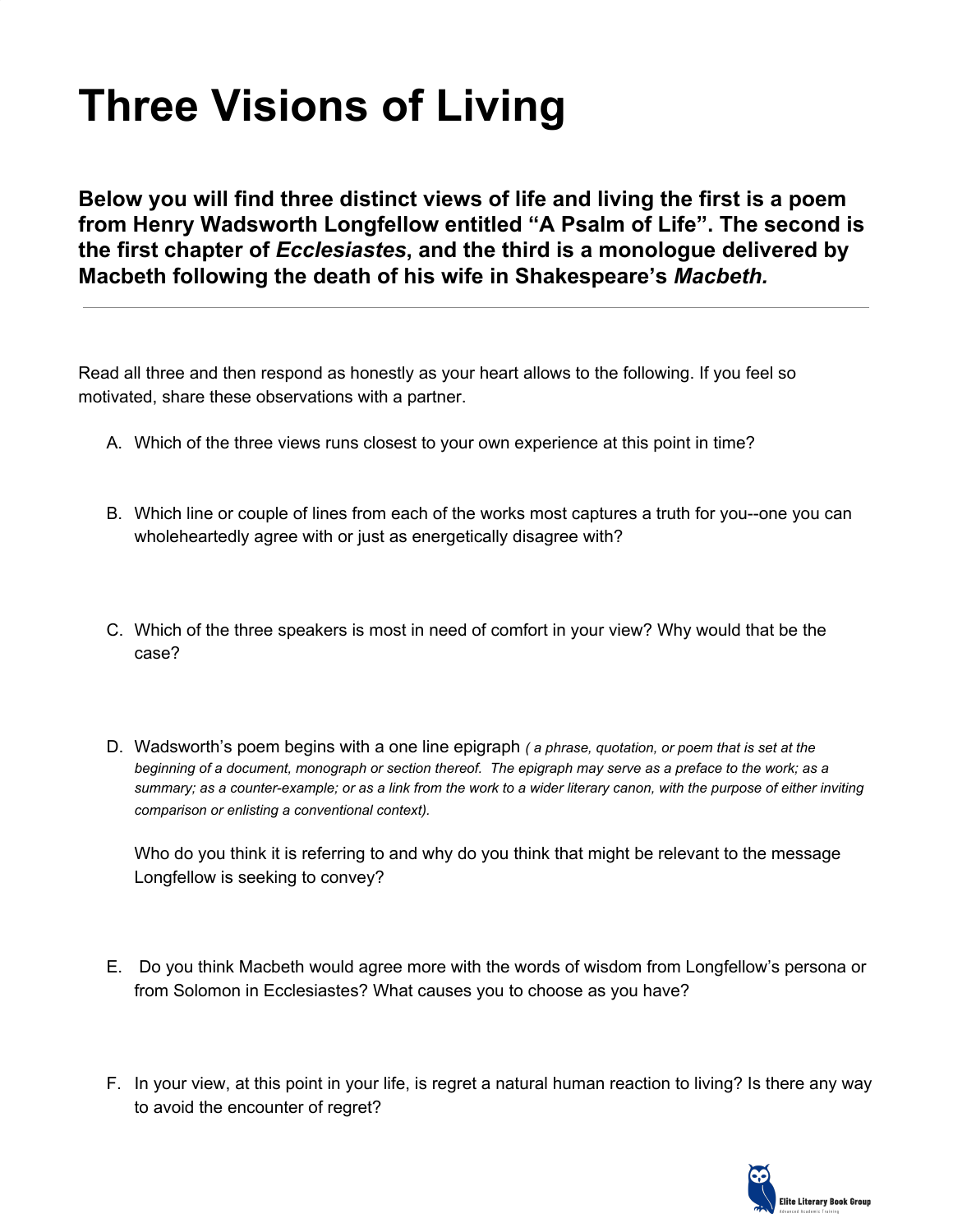# Three Visions of Living

**Below you will find three distinct views of life and living the first is a poem from Henry Wadsworth Longfellow entitled "A Psalm of Life". The second is the first chapter of *Ecclesiastes*, and the third is a monologue delivered by Macbeth following the death of his wife in Shakespeare's *Macbeth.***

---

Read all three and then respond as honestly as your heart allows to the following. If you feel so motivated, share these observations with a partner.

A. Which of the three views runs closest to your own experience at this point in time?

B. Which line or couple of lines from each of the works most captures a truth for you--one you can wholeheartedly agree with or just as energetically disagree with?

C. Which of the three speakers is most in need of comfort in your view? Why would that be the case?

D. Wadsworth's poem begins with a one line epigraph *( a phrase, quotation, or poem that is set at the beginning of a document, monograph or section thereof. The epigraph may serve as a preface to the work; as a summary; as a counter-example; or as a link from the work to a wider literary canon, with the purpose of either inviting comparison or enlisting a conventional context).*

   Who do you think it is referring to and why do you think that might be relevant to the message Longfellow is seeking to convey?

E. Do you think Macbeth would agree more with the words of wisdom from Longfellow's persona or from Solomon in Ecclesiastes? What causes you to choose as you have?

F. In your view, at this point in your life, is regret a natural human reaction to living? Is there any way to avoid the encounter of regret?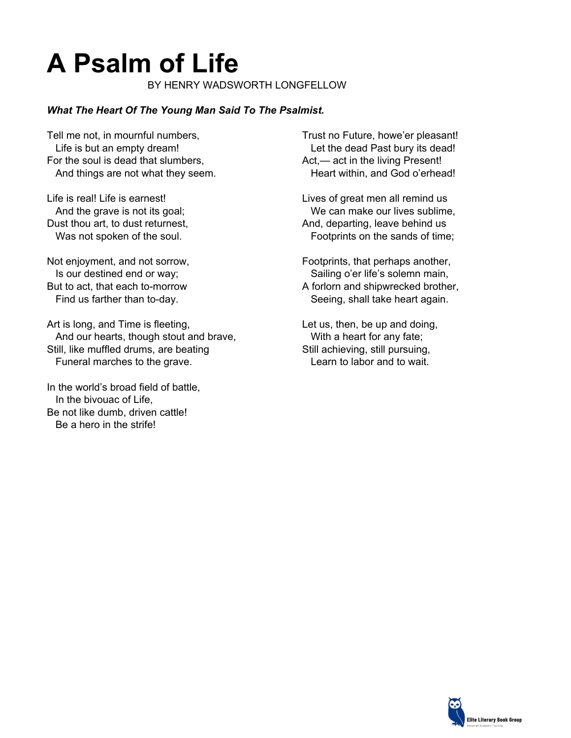# A Psalm of Life

BY HENRY WADSWORTH LONGFELLOW

***What The Heart Of The Young Man Said To The Psalmist.***

Tell me not, in mournful numbers,
  Life is but an empty dream!
For the soul is dead that slumbers,
  And things are not what they seem.

Life is real! Life is earnest!
  And the grave is not its goal;
Dust thou art, to dust returnest,
  Was not spoken of the soul.

Not enjoyment, and not sorrow,
  Is our destined end or way;
But to act, that each to-morrow
  Find us farther than to-day.

Art is long, and Time is fleeting,
  And our hearts, though stout and brave,
Still, like muffled drums, are beating
  Funeral marches to the grave.

In the world's broad field of battle,
  In the bivouac of Life,
Be not like dumb, driven cattle!
  Be a hero in the strife!

Trust no Future, howe'er pleasant!
  Let the dead Past bury its dead!
Act,— act in the living Present!
  Heart within, and God o'erhead!

Lives of great men all remind us
  We can make our lives sublime,
And, departing, leave behind us
  Footprints on the sands of time;

Footprints, that perhaps another,
  Sailing o'er life's solemn main,
A forlorn and shipwrecked brother,
  Seeing, shall take heart again.

Let us, then, be up and doing,
  With a heart for any fate;
Still achieving, still pursuing,
  Learn to labor and to wait.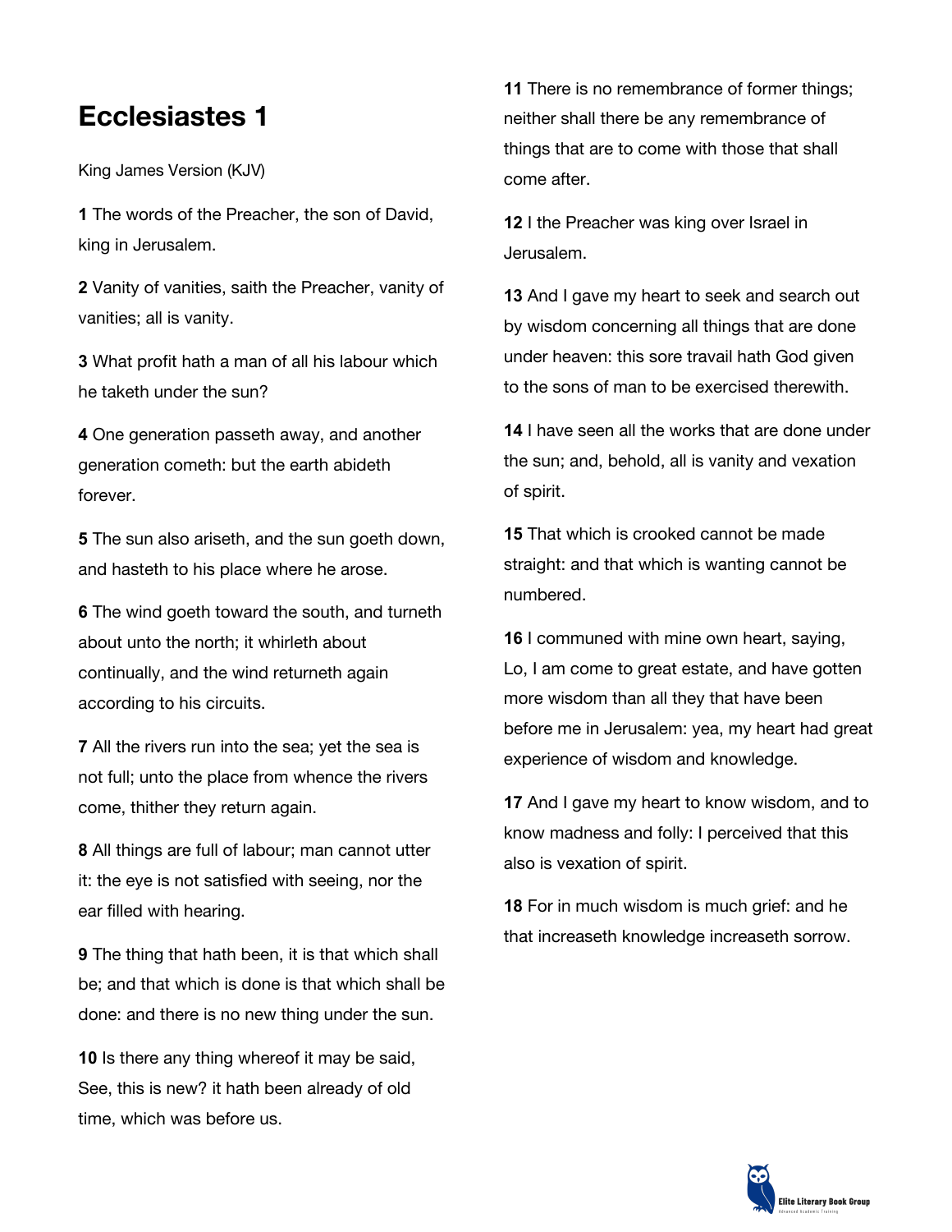# Ecclesiastes 1

King James Version (KJV)

**1** The words of the Preacher, the son of David, king in Jerusalem.

**2** Vanity of vanities, saith the Preacher, vanity of vanities; all is vanity.

**3** What profit hath a man of all his labour which he taketh under the sun?

**4** One generation passeth away, and another generation cometh: but the earth abideth forever.

**5** The sun also ariseth, and the sun goeth down, and hasteth to his place where he arose.

**6** The wind goeth toward the south, and turneth about unto the north; it whirleth about continually, and the wind returneth again according to his circuits.

**7** All the rivers run into the sea; yet the sea is not full; unto the place from whence the rivers come, thither they return again.

**8** All things are full of labour; man cannot utter it: the eye is not satisfied with seeing, nor the ear filled with hearing.

**9** The thing that hath been, it is that which shall be; and that which is done is that which shall be done: and there is no new thing under the sun.

**10** Is there any thing whereof it may be said, See, this is new? it hath been already of old time, which was before us.

**11** There is no remembrance of former things; neither shall there be any remembrance of things that are to come with those that shall come after.

**12** I the Preacher was king over Israel in Jerusalem.

**13** And I gave my heart to seek and search out by wisdom concerning all things that are done under heaven: this sore travail hath God given to the sons of man to be exercised therewith.

**14** I have seen all the works that are done under the sun; and, behold, all is vanity and vexation of spirit.

**15** That which is crooked cannot be made straight: and that which is wanting cannot be numbered.

**16** I communed with mine own heart, saying, Lo, I am come to great estate, and have gotten more wisdom than all they that have been before me in Jerusalem: yea, my heart had great experience of wisdom and knowledge.

**17** And I gave my heart to know wisdom, and to know madness and folly: I perceived that this also is vexation of spirit.

**18** For in much wisdom is much grief: and he that increaseth knowledge increaseth sorrow.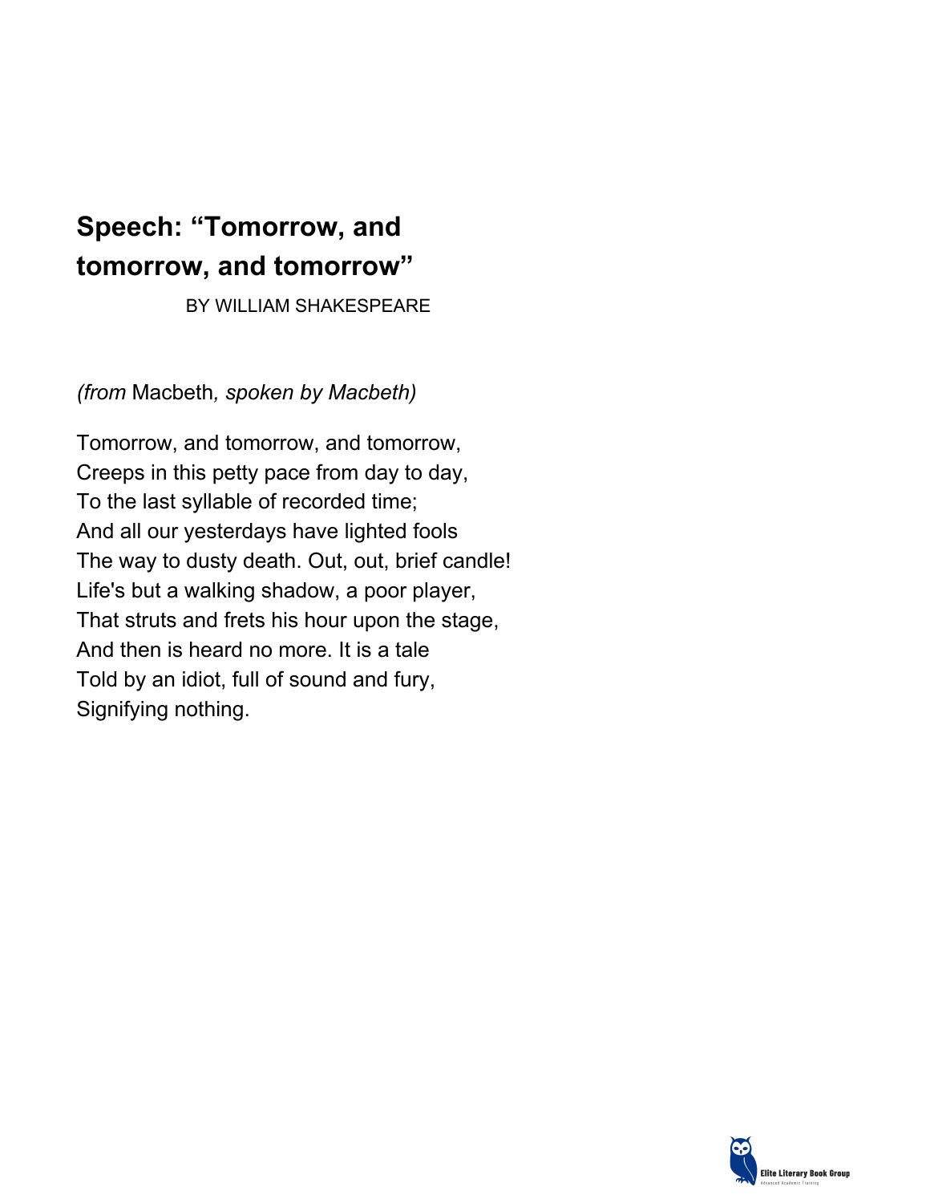## Speech: “Tomorrow, and tomorrow, and tomorrow”

BY WILLIAM SHAKESPEARE

*(from* Macbeth*, spoken by Macbeth)*

Tomorrow, and tomorrow, and tomorrow,
Creeps in this petty pace from day to day,
To the last syllable of recorded time;
And all our yesterdays have lighted fools
The way to dusty death. Out, out, brief candle!
Life's but a walking shadow, a poor player,
That struts and frets his hour upon the stage,
And then is heard no more. It is a tale
Told by an idiot, full of sound and fury,
Signifying nothing.